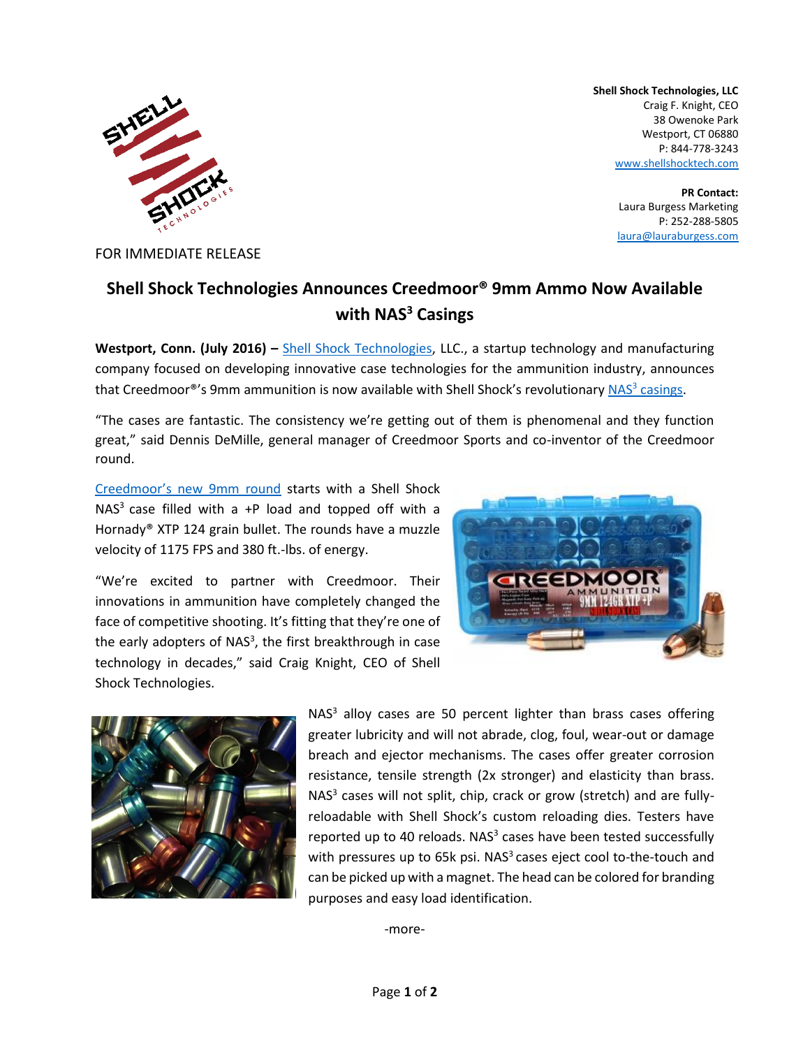**Shell Shock Technologies, LLC**
Craig F. Knight, CEO
38 Owenoke Park
Westport, CT 06880
P: 844-778-3243
www.shellshocktech.com

**PR Contact:**
Laura Burgess Marketing
P: 252-288-5805
laura@lauraburgess.com

FOR IMMEDIATE RELEASE

# Shell Shock Technologies Announces Creedmoor® 9mm Ammo Now Available with NAS³ Casings

**Westport, Conn. (July 2016) –** Shell Shock Technologies, LLC., a startup technology and manufacturing company focused on developing innovative case technologies for the ammunition industry, announces that Creedmoor®'s 9mm ammunition is now available with Shell Shock's revolutionary NAS³ casings.

"The cases are fantastic. The consistency we're getting out of them is phenomenal and they function great," said Dennis DeMille, general manager of Creedmoor Sports and co-inventor of the Creedmoor round.

Creedmoor's new 9mm round starts with a Shell Shock NAS³ case filled with a +P load and topped off with a Hornady® XTP 124 grain bullet. The rounds have a muzzle velocity of 1175 FPS and 380 ft.-lbs. of energy.

"We're excited to partner with Creedmoor. Their innovations in ammunition have completely changed the face of competitive shooting. It's fitting that they're one of the early adopters of NAS³, the first breakthrough in case technology in decades," said Craig Knight, CEO of Shell Shock Technologies.

NAS³ alloy cases are 50 percent lighter than brass cases offering greater lubricity and will not abrade, clog, foul, wear-out or damage breach and ejector mechanisms. The cases offer greater corrosion resistance, tensile strength (2x stronger) and elasticity than brass. NAS³ cases will not split, chip, crack or grow (stretch) and are fully-reloadable with Shell Shock's custom reloading dies. Testers have reported up to 40 reloads. NAS³ cases have been tested successfully with pressures up to 65k psi. NAS³ cases eject cool to-the-touch and can be picked up with a magnet. The head can be colored for branding purposes and easy load identification.

-more-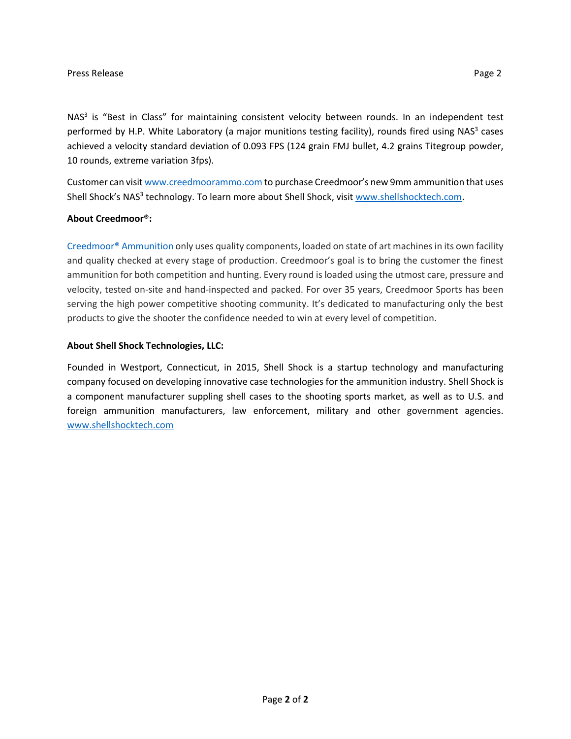NAS$^3$ is "Best in Class" for maintaining consistent velocity between rounds. In an independent test performed by H.P. White Laboratory (a major munitions testing facility), rounds fired using NAS$^3$ cases achieved a velocity standard deviation of 0.093 FPS (124 grain FMJ bullet, 4.2 grains Titegroup powder, 10 rounds, extreme variation 3fps).

Customer can visit www.creedmoorammo.com to purchase Creedmoor's new 9mm ammunition that uses Shell Shock's NAS$^3$ technology. To learn more about Shell Shock, visit www.shellshocktech.com.

**About Creedmoor®:**

Creedmoor® Ammunition only uses quality components, loaded on state of art machines in its own facility and quality checked at every stage of production. Creedmoor's goal is to bring the customer the finest ammunition for both competition and hunting. Every round is loaded using the utmost care, pressure and velocity, tested on-site and hand-inspected and packed. For over 35 years, Creedmoor Sports has been serving the high power competitive shooting community. It's dedicated to manufacturing only the best products to give the shooter the confidence needed to win at every level of competition.

**About Shell Shock Technologies, LLC:**

Founded in Westport, Connecticut, in 2015, Shell Shock is a startup technology and manufacturing company focused on developing innovative case technologies for the ammunition industry. Shell Shock is a component manufacturer suppling shell cases to the shooting sports market, as well as to U.S. and foreign ammunition manufacturers, law enforcement, military and other government agencies. www.shellshocktech.com